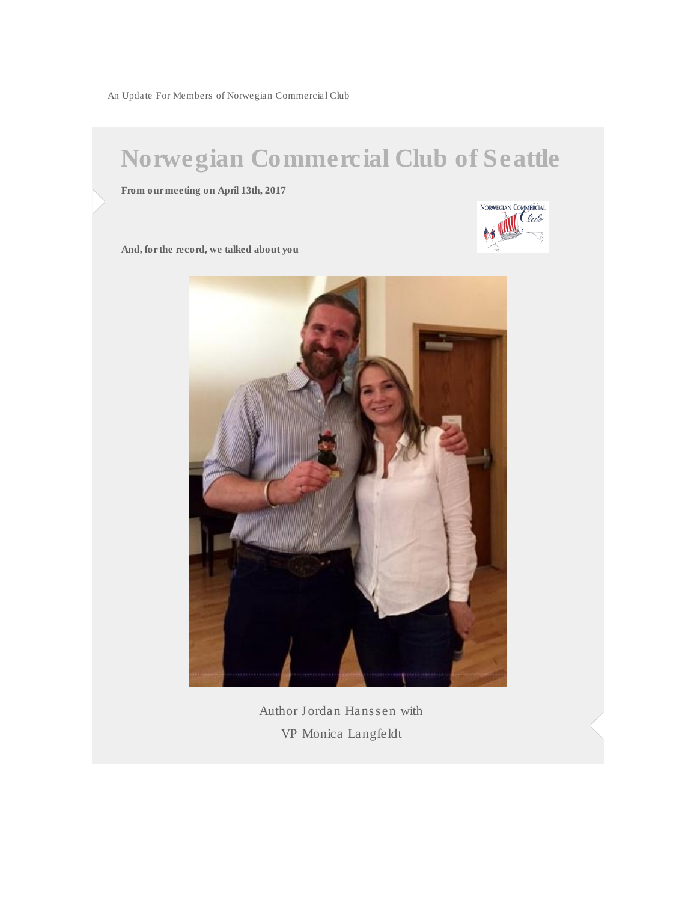An Update For Members of Norwegian Commercial Club

# Norwegian Commercial Club of Seattle

**From our meeting on April 13th, 2017**

**And, for the record, we talked about you**

Author Jordan Hanssen with

VP Monica Langfeldt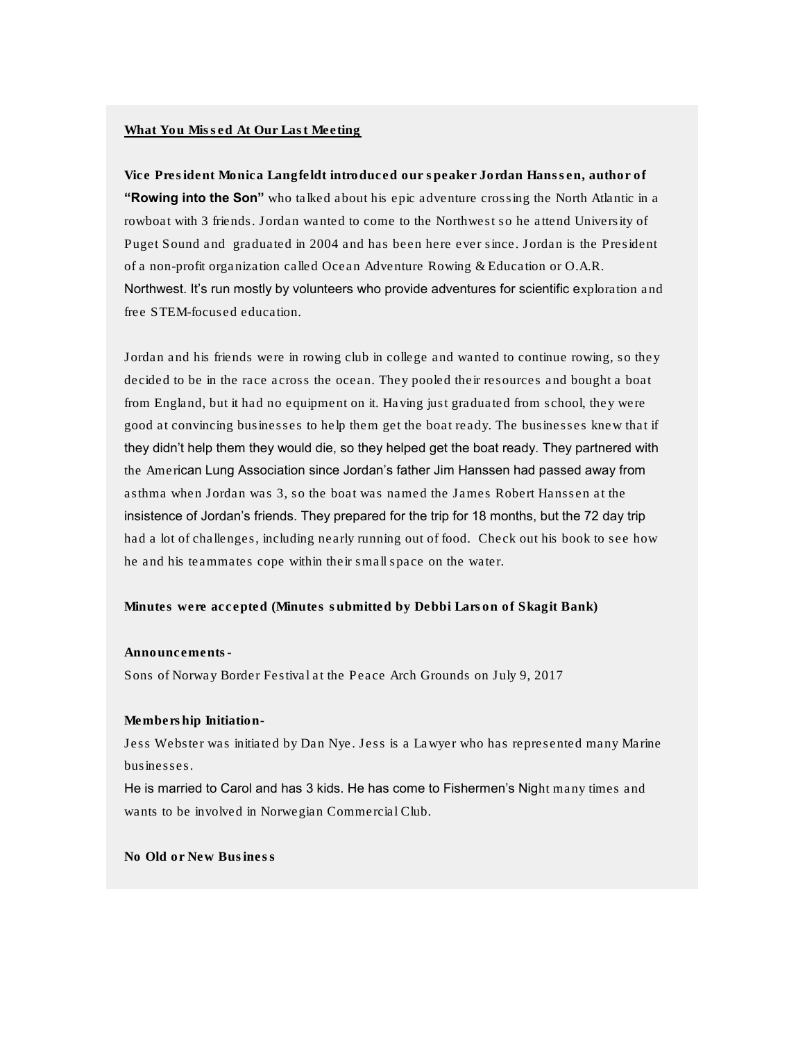**What You Missed At Our Last Meeting**

**Vice President Monica Langfeldt introduced our speaker Jordan Hanssen, author of "Rowing into the Son"** who talked about his epic adventure crossing the North Atlantic in a rowboat with 3 friends. Jordan wanted to come to the Northwest so he attend University of Puget Sound and graduated in 2004 and has been here ever since. Jordan is the President of a non-profit organization called Ocean Adventure Rowing & Education or O.A.R. Northwest. It's run mostly by volunteers who provide adventures for scientific exploration and free STEM-focused education.

Jordan and his friends were in rowing club in college and wanted to continue rowing, so they decided to be in the race across the ocean. They pooled their resources and bought a boat from England, but it had no equipment on it. Having just graduated from school, they were good at convincing businesses to help them get the boat ready. The businesses knew that if they didn't help them they would die, so they helped get the boat ready. They partnered with the American Lung Association since Jordan's father Jim Hanssen had passed away from asthma when Jordan was 3, so the boat was named the James Robert Hanssen at the insistence of Jordan's friends. They prepared for the trip for 18 months, but the 72 day trip had a lot of challenges, including nearly running out of food. Check out his book to see how he and his teammates cope within their small space on the water.

**Minutes were accepted (Minutes submitted by Debbi Larson of Skagit Bank)**

**Announcements-**

Sons of Norway Border Festival at the Peace Arch Grounds on July 9, 2017

**Membership Initiation-**

Jess Webster was initiated by Dan Nye. Jess is a Lawyer who has represented many Marine businesses.

He is married to Carol and has 3 kids. He has come to Fishermen's Night many times and wants to be involved in Norwegian Commercial Club.

**No Old or New Business**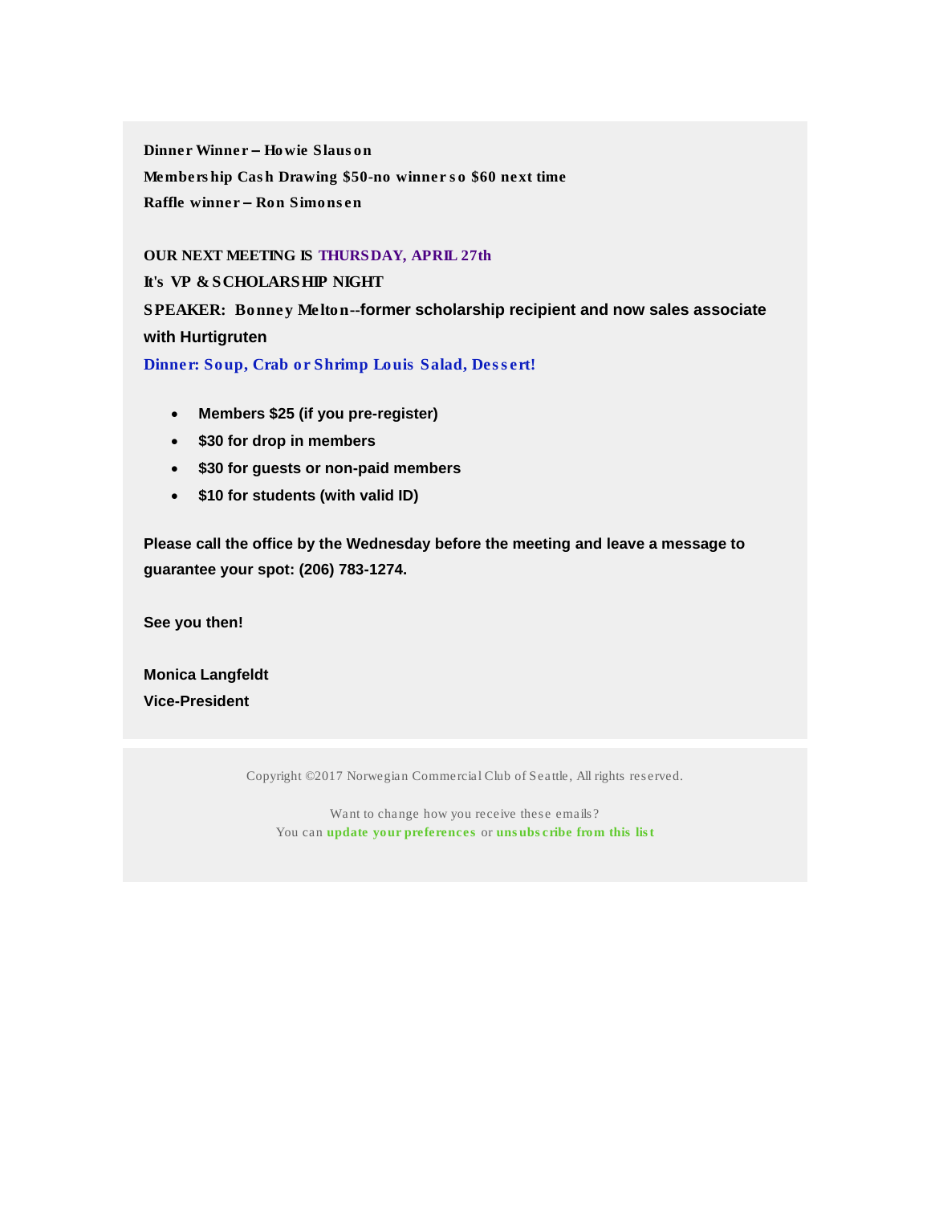**Dinner Winner – Howie Slauson**

**Membership Cash Drawing $50-no winner so $60 next time**

**Raffle winner – Ron Simonsen**

**OUR NEXT MEETING IS THURSDAY, APRIL 27th**

**It's VP & SCHOLARSHIP NIGHT**

**SPEAKER: Bonney Melton--former scholarship recipient and now sales associate with Hurtigruten**

**Dinner: Soup, Crab or Shrimp Louis Salad, Dessert!**

- **Members $25 (if you pre-register)**
- **$30 for drop in members**
- **$30 for guests or non-paid members**
- **$10 for students (with valid ID)**

**Please call the office by the Wednesday before the meeting and leave a message to guarantee your spot: (206) 783-1274.**

**See you then!**

**Monica Langfeldt**
**Vice-President**

Copyright ©2017 Norwegian Commercial Club of Seattle, All rights reserved.

Want to change how you receive these emails?
You can **update your preferences** or **unsubscribe from this list**